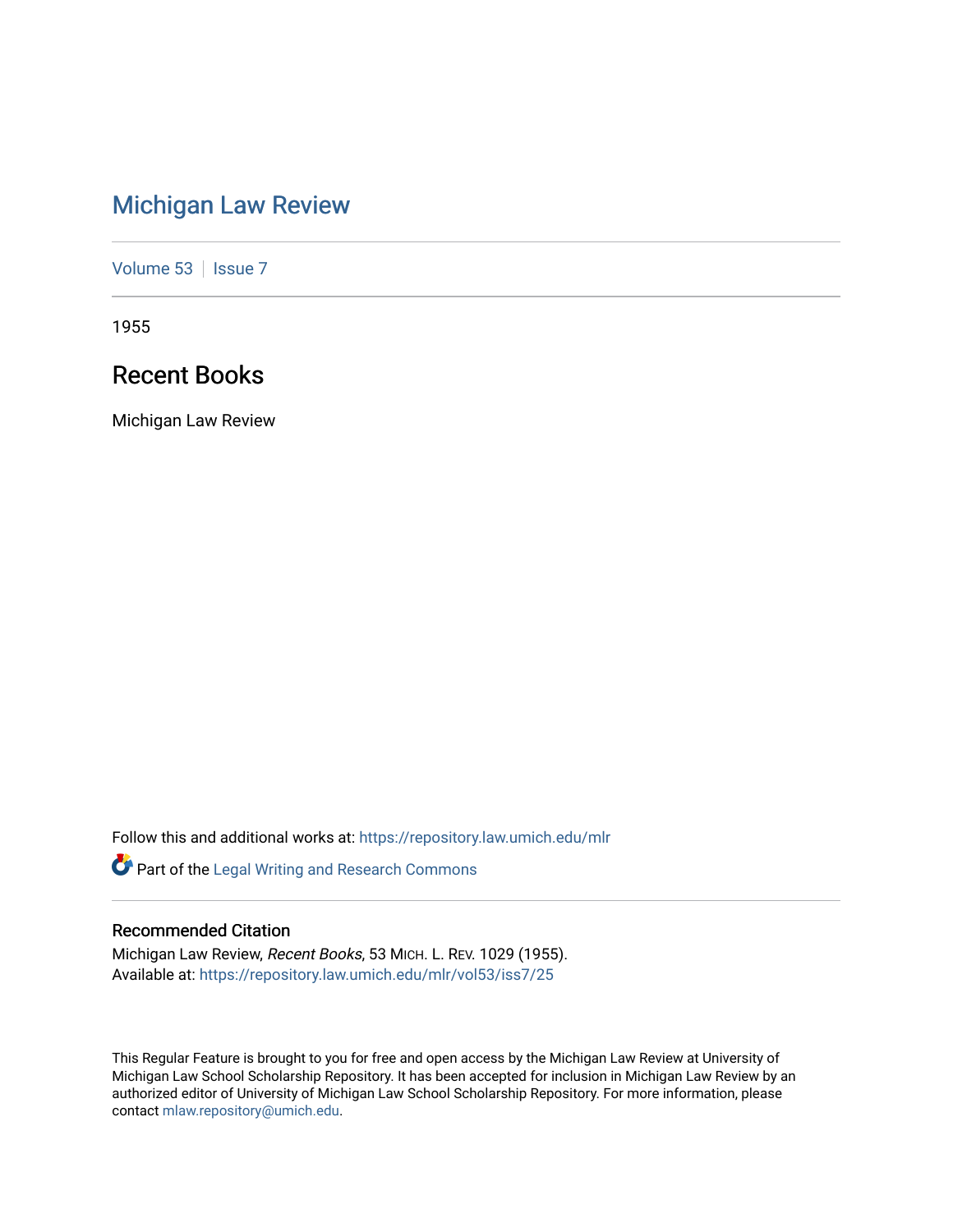# Michigan Law Review

Volume 53 | Issue 7

1955

## Recent Books

Michigan Law Review

Follow this and additional works at: https://repository.law.umich.edu/mlr

Part of the Legal Writing and Research Commons

### Recommended Citation

Michigan Law Review, *Recent Books*, 53 MICH. L. REV. 1029 (1955).
Available at: https://repository.law.umich.edu/mlr/vol53/iss7/25

This Regular Feature is brought to you for free and open access by the Michigan Law Review at University of Michigan Law School Scholarship Repository. It has been accepted for inclusion in Michigan Law Review by an authorized editor of University of Michigan Law School Scholarship Repository. For more information, please contact mlaw.repository@umich.edu.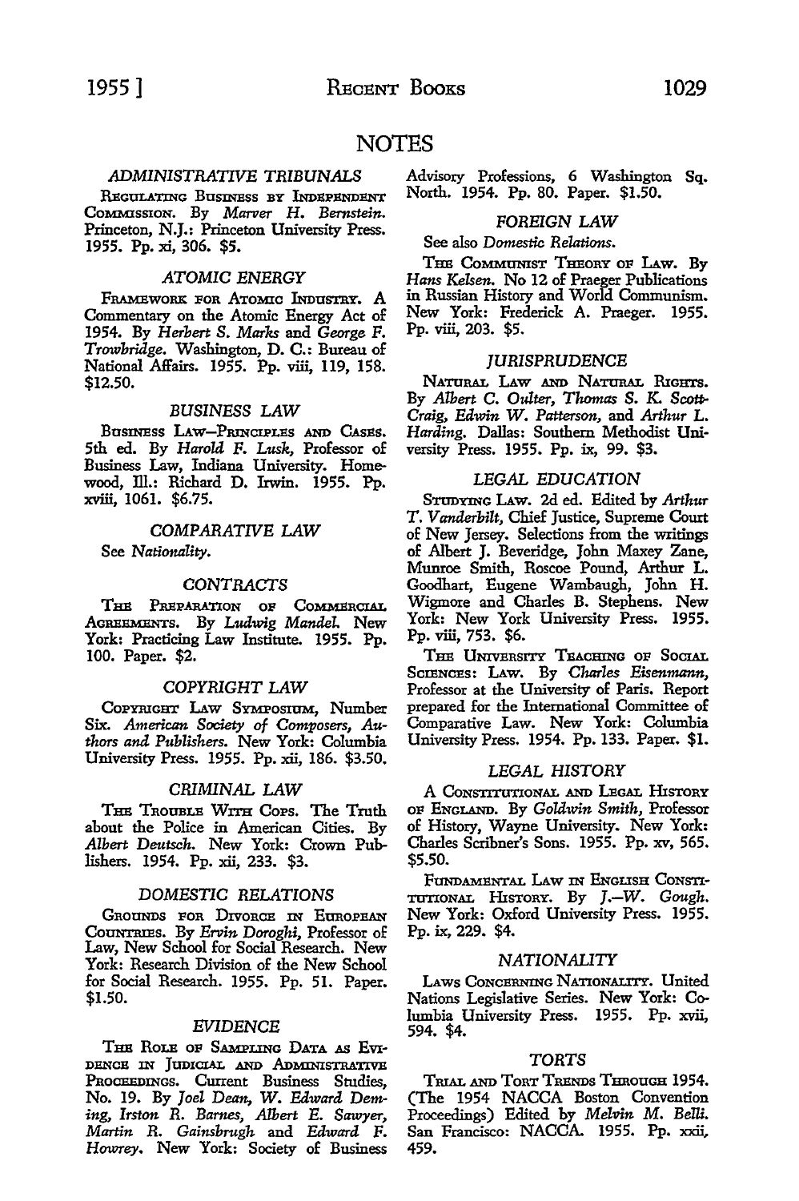# NOTES

### ADMINISTRATIVE TRIBUNALS

REGULATING BUSINESS BY INDEPENDENT COMMISSION. By *Marver H. Bernstein*. Princeton, N.J.: Princeton University Press. 1955. Pp. xi, 306. $5.

### ATOMIC ENERGY

FRAMEWORK FOR ATOMIC INDUSTRY. A Commentary on the Atomic Energy Act of 1954. By *Herbert S. Marks* and *George F. Trowbridge*. Washington, D. C.: Bureau of National Affairs. 1955. Pp. viii, 119, 158. $12.50.

### BUSINESS LAW

BUSINESS LAW—PRINCIPLES AND CASES. 5th ed. By *Harold F. Lusk*, Professor of Business Law, Indiana University. Homewood, Ill.: Richard D. Irwin. 1955. Pp. xviii, 1061. $6.75.

### COMPARATIVE LAW

See *Nationality*.

### CONTRACTS

THE PREPARATION OF COMMERCIAL AGREEMENTS. By *Ludwig Mandel*. New York: Practicing Law Institute. 1955. Pp. 100. Paper. $2.

### COPYRIGHT LAW

COPYRIGHT LAW SYMPOSIUM, Number Six. *American Society of Composers, Authors and Publishers*. New York: Columbia University Press. 1955. Pp. xii, 186. $3.50.

### CRIMINAL LAW

THE TROUBLE WITH COPS. The Truth about the Police in American Cities. By *Albert Deutsch*. New York: Crown Publishers. 1954. Pp. xii, 233. $3.

### DOMESTIC RELATIONS

GROUNDS FOR DIVORCE IN EUROPEAN COUNTRIES. By *Ervin Doroghi*, Professor of Law, New School for Social Research. New York: Research Division of the New School for Social Research. 1955. Pp. 51. Paper. $1.50.

### EVIDENCE

THE ROLE OF SAMPLING DATA AS EVIDENCE IN JUDICIAL AND ADMINISTRATIVE PROCEEDINGS. Current Business Studies, No. 19. By *Joel Dean, W. Edward Deming, Irston R. Barnes, Albert E. Sawyer, Martin R. Gainsbrugh* and *Edward F. Howrey*. New York: Society of Business Advisory Professions, 6 Washington Sq. North. 1954. Pp. 80. Paper. $1.50.

### FOREIGN LAW

See also *Domestic Relations*.

THE COMMUNIST THEORY OF LAW. By *Hans Kelsen*. No 12 of Praeger Publications in Russian History and World Communism. New York: Frederick A. Praeger. 1955. Pp. viii, 203. $5.

### JURISPRUDENCE

NATURAL LAW AND NATURAL RIGHTS. By *Albert C. Oulter, Thomas S. K. Scott-Craig, Edwin W. Patterson,* and *Arthur L. Harding*. Dallas: Southern Methodist University Press. 1955. Pp. ix, 99. $3.

### LEGAL EDUCATION

STUDYING LAW. 2d ed. Edited by *Arthur T. Vanderbilt*, Chief Justice, Supreme Court of New Jersey. Selections from the writings of Albert J. Beveridge, John Maxey Zane, Munroe Smith, Roscoe Pound, Arthur L. Goodhart, Eugene Wambaugh, John H. Wigmore and Charles B. Stephens. New York: New York University Press. 1955. Pp. viii, 753. $6.

THE UNIVERSITY TEACHING OF SOCIAL SCIENCES: LAW. By *Charles Eisenmann*, Professor at the University of Paris. Report prepared for the International Committee of Comparative Law. New York: Columbia University Press. 1954. Pp. 133. Paper. $1.

### LEGAL HISTORY

A CONSTITUTIONAL AND LEGAL HISTORY OF ENGLAND. By *Goldwin Smith*, Professor of History, Wayne University. New York: Charles Scribner's Sons. 1955. Pp. xv, 565. $5.50.

FUNDAMENTAL LAW IN ENGLISH CONSTITUTIONAL HISTORY. By *J.-W. Gough*. New York: Oxford University Press. 1955. Pp. ix, 229. $4.

### NATIONALITY

LAWS CONCERNING NATIONALITY. United Nations Legislative Series. New York: Columbia University Press. 1955. Pp. xvii, 594. $4.

### TORTS

TRIAL AND TORT TRENDS THROUGH 1954. (The 1954 NACCA Boston Convention Proceedings) Edited by *Melvin M. Belli*. San Francisco: NACCA. 1955. Pp. xxii, 459.